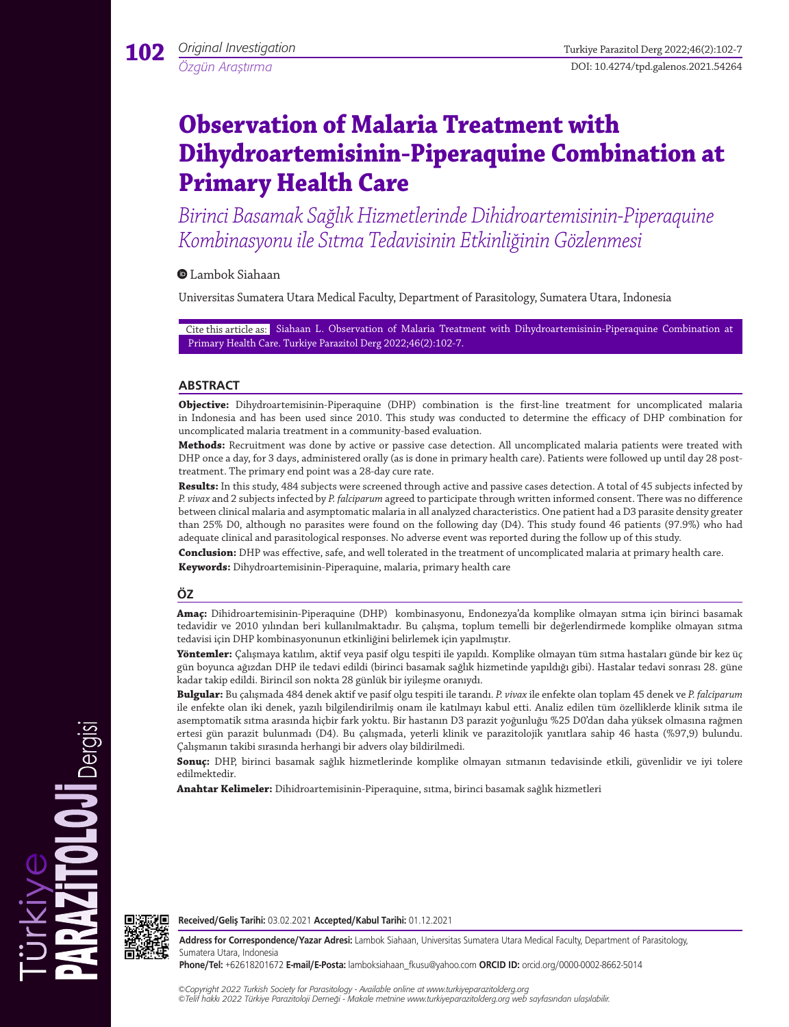Original Investigation

Özgün Araştırma

# Observation of Malaria Treatment with Dihydroartemisinin-Piperaquine Combination at Primary Health Care

## *Birinci Basamak Sağlık Hizmetlerinde Dihidroartemisinin-Piperaquine Kombinasyonu ile Sıtma Tedavisinin Etkinliğinin Gözlenmesi*

Lambok Siahaan

Universitas Sumatera Utara Medical Faculty, Department of Parasitology, Sumatera Utara, Indonesia

Cite this article as: Siahaan L. Observation of Malaria Treatment with Dihydroartemisinin-Piperaquine Combination at Primary Health Care. Turkiye Parazitol Derg 2022;46(2):102-7.

## ABSTRACT

**Objective:** Dihydroartemisinin-Piperaquine (DHP) combination is the first-line treatment for uncomplicated malaria in Indonesia and has been used since 2010. This study was conducted to determine the efficacy of DHP combination for uncomplicated malaria treatment in a community-based evaluation.

**Methods:** Recruitment was done by active or passive case detection. All uncomplicated malaria patients were treated with DHP once a day, for 3 days, administered orally (as is done in primary health care). Patients were followed up until day 28 post-treatment. The primary end point was a 28-day cure rate.

**Results:** In this study, 484 subjects were screened through active and passive cases detection. A total of 45 subjects infected by *P. vivax* and 2 subjects infected by *P. falciparum* agreed to participate through written informed consent. There was no difference between clinical malaria and asymptomatic malaria in all analyzed characteristics. One patient had a D3 parasite density greater than 25% D0, although no parasites were found on the following day (D4). This study found 46 patients (97.9%) who had adequate clinical and parasitological responses. No adverse event was reported during the follow up of this study.

**Conclusion:** DHP was effective, safe, and well tolerated in the treatment of uncomplicated malaria at primary health care.

**Keywords:** Dihydroartemisinin-Piperaquine, malaria, primary health care

## ÖZ

**Amaç:** Dihidroartemisinin-Piperaquine (DHP) kombinasyonu, Endonezya'da komplike olmayan sıtma için birinci basamak tedavidir ve 2010 yılından beri kullanılmaktadır. Bu çalışma, toplum temelli bir değerlendirmede komplike olmayan sıtma tedavisi için DHP kombinasyonunun etkinliğini belirlemek için yapılmıştır.

**Yöntemler:** Çalışmaya katılım, aktif veya pasif olgu tespiti ile yapıldı. Komplike olmayan tüm sıtma hastaları günde bir kez üç gün boyunca ağızdan DHP ile tedavi edildi (birinci basamak sağlık hizmetinde yapıldığı gibi). Hastalar tedavi sonrası 28. güne kadar takip edildi. Birincil son nokta 28 günlük bir iyileşme oranıydı.

**Bulgular:** Bu çalışmada 484 denek aktif ve pasif olgu tespiti ile tarandı. *P. vivax* ile enfekte olan toplam 45 denek ve *P. falciparum* ile enfekte olan iki denek, yazılı bilgilendirilmiş onam ile katılmayı kabul etti. Analiz edilen tüm özelliklerde klinik sıtma ile asemptomatik sıtma arasında hiçbir fark yoktu. Bir hastanın D3 parazit yoğunluğu %25 D0'dan daha yüksek olmasına rağmen ertesi gün parazit bulunmadı (D4). Bu çalışmada, yeterli klinik ve parazitolojik yanıtlara sahip 46 hasta (%97,9) bulundu. Çalışmanın takibi sırasında herhangi bir advers olay bildirilmedi.

**Sonuç:** DHP, birinci basamak sağlık hizmetlerinde komplike olmayan sıtmanın tedavisinde etkili, güvenlidir ve iyi tolere edilmektedir.

**Anahtar Kelimeler:** Dihidroartemisinin-Piperaquine, sıtma, birinci basamak sağlık hizmetleri

**Received/Geliş Tarihi:** 03.02.2021 **Accepted/Kabul Tarihi:** 01.12.2021

**Address for Correspondence/Yazar Adresi:** Lambok Siahaan, Universitas Sumatera Utara Medical Faculty, Department of Parasitology, Sumatera Utara, Indonesia

**Phone/Tel:** +62618201672 **E-mail/E-Posta:** lamboksiahaan_fkusu@yahoo.com **ORCID ID:** orcid.org/0000-0002-8662-5014

*©Copyright 2022 Turkish Society for Parasitology - Available online at www.turkiyeparazitolderg.org*
*©Telif hakkı 2022 Türkiye Parazitoloji Derneği - Makale metnine www.turkiyeparazitolderg.org web sayfasından ulaşılabilir.*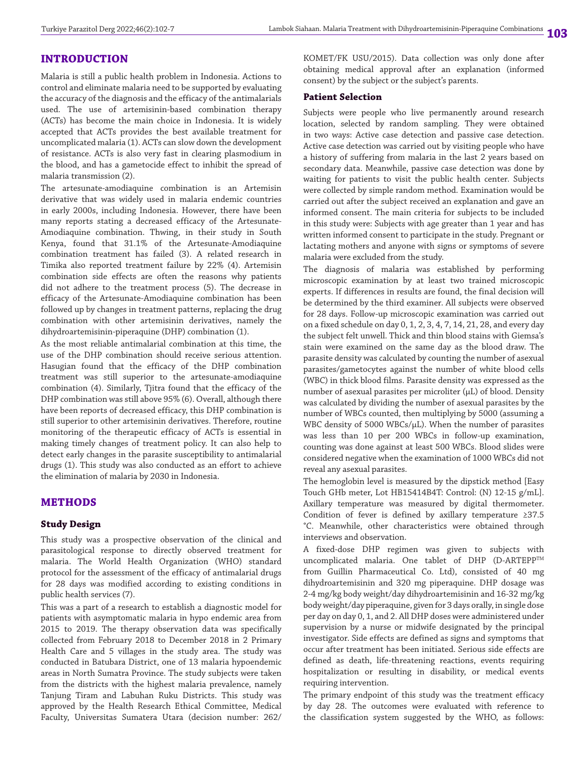## INTRODUCTION

Malaria is still a public health problem in Indonesia. Actions to control and eliminate malaria need to be supported by evaluating the accuracy of the diagnosis and the efficacy of the antimalarials used. The use of artemisinin-based combination therapy (ACTs) has become the main choice in Indonesia. It is widely accepted that ACTs provides the best available treatment for uncomplicated malaria (1). ACTs can slow down the development of resistance. ACTs is also very fast in clearing plasmodium in the blood, and has a gametocide effect to inhibit the spread of malaria transmission (2).

The artesunate-amodiaquine combination is an Artemisin derivative that was widely used in malaria endemic countries in early 2000s, including Indonesia. However, there have been many reports stating a decreased efficacy of the Artesunate-Amodiaquine combination. Thwing, in their study in South Kenya, found that 31.1% of the Artesunate-Amodiaquine combination treatment has failed (3). A related research in Timika also reported treatment failure by 22% (4). Artemisin combination side effects are often the reasons why patients did not adhere to the treatment process (5). The decrease in efficacy of the Artesunate-Amodiaquine combination has been followed up by changes in treatment patterns, replacing the drug combination with other artemisinin derivatives, namely the dihydroartemisinin-piperaquine (DHP) combination (1).

As the most reliable antimalarial combination at this time, the use of the DHP combination should receive serious attention. Hasugian found that the efficacy of the DHP combination treatment was still superior to the artesunate-amodiaquine combination (4). Similarly, Tjitra found that the efficacy of the DHP combination was still above 95% (6). Overall, although there have been reports of decreased efficacy, this DHP combination is still superior to other artemisinin derivatives. Therefore, routine monitoring of the therapeutic efficacy of ACTs is essential in making timely changes of treatment policy. It can also help to detect early changes in the parasite susceptibility to antimalarial drugs (1). This study was also conducted as an effort to achieve the elimination of malaria by 2030 in Indonesia.

## METHODS

### Study Design

This study was a prospective observation of the clinical and parasitological response to directly observed treatment for malaria. The World Health Organization (WHO) standard protocol for the assessment of the efficacy of antimalarial drugs for 28 days was modified according to existing conditions in public health services (7).

This was a part of a research to establish a diagnostic model for patients with asymptomatic malaria in hypo endemic area from 2015 to 2019. The therapy observation data was specifically collected from February 2018 to December 2018 in 2 Primary Health Care and 5 villages in the study area. The study was conducted in Batubara District, one of 13 malaria hypoendemic areas in North Sumatra Province. The study subjects were taken from the districts with the highest malaria prevalence, namely Tanjung Tiram and Labuhan Ruku Districts. This study was approved by the Health Research Ethical Committee, Medical Faculty, Universitas Sumatera Utara (decision number: 262/KOMET/FK USU/2015). Data collection was only done after obtaining medical approval after an explanation (informed consent) by the subject or the subject's parents.

### Patient Selection

Subjects were people who live permanently around research location, selected by random sampling. They were obtained in two ways: Active case detection and passive case detection. Active case detection was carried out by visiting people who have a history of suffering from malaria in the last 2 years based on secondary data. Meanwhile, passive case detection was done by waiting for patients to visit the public health center. Subjects were collected by simple random method. Examination would be carried out after the subject received an explanation and gave an informed consent. The main criteria for subjects to be included in this study were: Subjects with age greater than 1 year and has written informed consent to participate in the study. Pregnant or lactating mothers and anyone with signs or symptoms of severe malaria were excluded from the study.

The diagnosis of malaria was established by performing microscopic examination by at least two trained microscopic experts. If differences in results are found, the final decision will be determined by the third examiner. All subjects were observed for 28 days. Follow-up microscopic examination was carried out on a fixed schedule on day 0, 1, 2, 3, 4, 7, 14, 21, 28, and every day the subject felt unwell. Thick and thin blood stains with Giemsa's stain were examined on the same day as the blood draw. The parasite density was calculated by counting the number of asexual parasites/gametocytes against the number of white blood cells (WBC) in thick blood films. Parasite density was expressed as the number of asexual parasites per microliter (μL) of blood. Density was calculated by dividing the number of asexual parasites by the number of WBCs counted, then multiplying by 5000 (assuming a WBC density of 5000 WBCs/μL). When the number of parasites was less than 10 per 200 WBCs in follow-up examination, counting was done against at least 500 WBCs. Blood slides were considered negative when the examination of 1000 WBCs did not reveal any asexual parasites.

The hemoglobin level is measured by the dipstick method [Easy Touch GHb meter, Lot HB15414B4T: Control: (N) 12-15 g/mL]. Axillary temperature was measured by digital thermometer. Condition of fever is defined by axillary temperature ≥37.5 °C. Meanwhile, other characteristics were obtained through interviews and observation.

A fixed-dose DHP regimen was given to subjects with uncomplicated malaria. One tablet of DHP (D-ARTEPP™ from Guillin Pharmaceutical Co. Ltd), consisted of 40 mg dihydroartemisinin and 320 mg piperaquine. DHP dosage was 2-4 mg/kg body weight/day dihydroartemisinin and 16-32 mg/kg body weight/day piperaquine, given for 3 days orally, in single dose per day on day 0, 1, and 2. All DHP doses were administered under supervision by a nurse or midwife designated by the principal investigator. Side effects are defined as signs and symptoms that occur after treatment has been initiated. Serious side effects are defined as death, life-threatening reactions, events requiring hospitalization or resulting in disability, or medical events requiring intervention.

The primary endpoint of this study was the treatment efficacy by day 28. The outcomes were evaluated with reference to the classification system suggested by the WHO, as follows: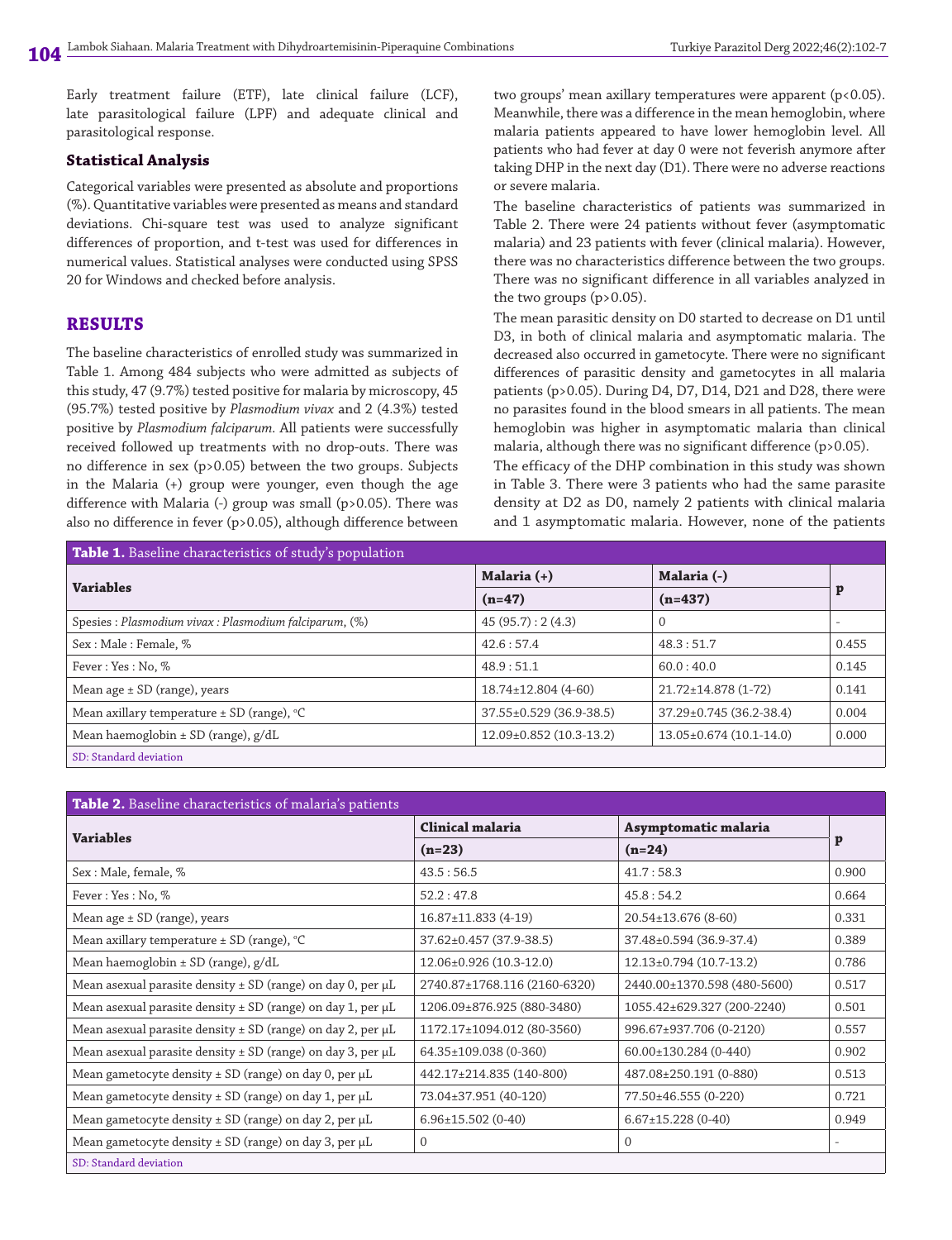Early treatment failure (ETF), late clinical failure (LCF), late parasitological failure (LPF) and adequate clinical and parasitological response.

### Statistical Analysis

Categorical variables were presented as absolute and proportions (%). Quantitative variables were presented as means and standard deviations. Chi-square test was used to analyze significant differences of proportion, and t-test was used for differences in numerical values. Statistical analyses were conducted using SPSS 20 for Windows and checked before analysis.

## RESULTS

The baseline characteristics of enrolled study was summarized in Table 1. Among 484 subjects who were admitted as subjects of this study, 47 (9.7%) tested positive for malaria by microscopy, 45 (95.7%) tested positive by *Plasmodium vivax* and 2 (4.3%) tested positive by *Plasmodium falciparum*. All patients were successfully received followed up treatments with no drop-outs. There was no difference in sex ($p>0.05$) between the two groups. Subjects in the Malaria (+) group were younger, even though the age difference with Malaria (-) group was small ($p>0.05$). There was also no difference in fever ($p>0.05$), although difference between two groups' mean axillary temperatures were apparent ($p<0.05$). Meanwhile, there was a difference in the mean hemoglobin, where malaria patients appeared to have lower hemoglobin level. All patients who had fever at day 0 were not feverish anymore after taking DHP in the next day (D1). There were no adverse reactions or severe malaria.

The baseline characteristics of patients was summarized in Table 2. There were 24 patients without fever (asymptomatic malaria) and 23 patients with fever (clinical malaria). However, there was no characteristics difference between the two groups. There was no significant difference in all variables analyzed in the two groups ($p>0.05$).

The mean parasitic density on D0 started to decrease on D1 until D3, in both of clinical malaria and asymptomatic malaria. The decreased also occurred in gametocyte. There were no significant differences of parasitic density and gametocytes in all malaria patients ($p>0.05$). During D4, D7, D14, D21 and D28, there were no parasites found in the blood smears in all patients. The mean hemoglobin was higher in asymptomatic malaria than clinical malaria, although there was no significant difference ($p>0.05$).

The efficacy of the DHP combination in this study was shown in Table 3. There were 3 patients who had the same parasite density at D2 as D0, namely 2 patients with clinical malaria and 1 asymptomatic malaria. However, none of the patients

**Table 1.** Baseline characteristics of study's population

| Variables | Malaria (+) (n=47) | Malaria (-) (n=437) | p |
|---|---|---|---|
| Spesies : *Plasmodium vivax* : *Plasmodium falciparum*, (%) | 45 (95.7) : 2 (4.3) | 0 | - |
| Sex : Male : Female, % | 42.6 : 57.4 | 48.3 : 51.7 | 0.455 |
| Fever : Yes : No, % | 48.9 : 51.1 | 60.0 : 40.0 | 0.145 |
| Mean age ± SD (range), years | 18.74±12.804 (4-60) | 21.72±14.878 (1-72) | 0.141 |
| Mean axillary temperature ± SD (range), °C | 37.55±0.529 (36.9-38.5) | 37.29±0.745 (36.2-38.4) | 0.004 |
| Mean haemoglobin ± SD (range), g/dL | 12.09±0.852 (10.3-13.2) | 13.05±0.674 (10.1-14.0) | 0.000 |

SD: Standard deviation

**Table 2.** Baseline characteristics of malaria's patients

| Variables | Clinical malaria (n=23) | Asymptomatic malaria (n=24) | p |
|---|---|---|---|
| Sex : Male, female, % | 43.5 : 56.5 | 41.7 : 58.3 | 0.900 |
| Fever : Yes : No, % | 52.2 : 47.8 | 45.8 : 54.2 | 0.664 |
| Mean age ± SD (range), years | 16.87±11.833 (4-19) | 20.54±13.676 (8-60) | 0.331 |
| Mean axillary temperature ± SD (range), °C | 37.62±0.457 (37.9-38.5) | 37.48±0.594 (36.9-37.4) | 0.389 |
| Mean haemoglobin ± SD (range), g/dL | 12.06±0.926 (10.3-12.0) | 12.13±0.794 (10.7-13.2) | 0.786 |
| Mean asexual parasite density ± SD (range) on day 0, per µL | 2740.87±1768.116 (2160-6320) | 2440.00±1370.598 (480-5600) | 0.517 |
| Mean asexual parasite density ± SD (range) on day 1, per µL | 1206.09±876.925 (880-3480) | 1055.42±629.327 (200-2240) | 0.501 |
| Mean asexual parasite density ± SD (range) on day 2, per µL | 1172.17±1094.012 (80-3560) | 996.67±937.706 (0-2120) | 0.557 |
| Mean asexual parasite density ± SD (range) on day 3, per µL | 64.35±109.038 (0-360) | 60.00±130.284 (0-440) | 0.902 |
| Mean gametocyte density ± SD (range) on day 0, per µL | 442.17±214.835 (140-800) | 487.08±250.191 (0-880) | 0.513 |
| Mean gametocyte density ± SD (range) on day 1, per µL | 73.04±37.951 (40-120) | 77.50±46.555 (0-220) | 0.721 |
| Mean gametocyte density ± SD (range) on day 2, per µL | 6.96±15.502 (0-40) | 6.67±15.228 (0-40) | 0.949 |
| Mean gametocyte density ± SD (range) on day 3, per µL | 0 | 0 | - |

SD: Standard deviation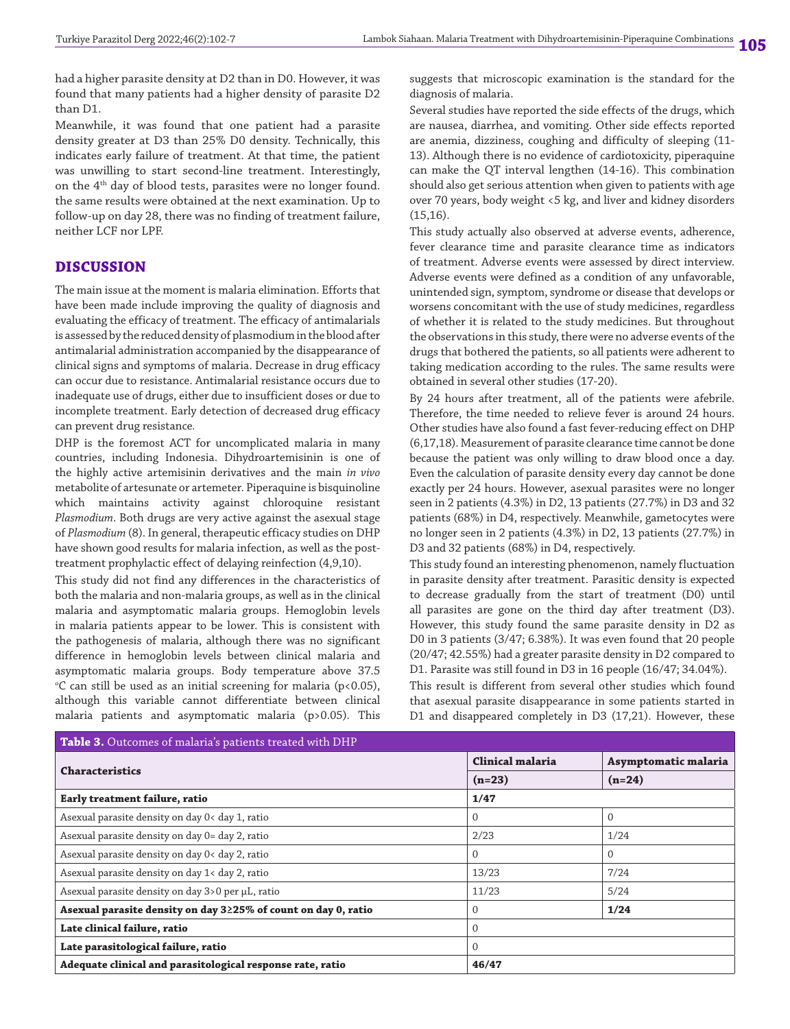had a higher parasite density at D2 than in D0. However, it was found that many patients had a higher density of parasite D2 than D1.

Meanwhile, it was found that one patient had a parasite density greater at D3 than 25% D0 density. Technically, this indicates early failure of treatment. At that time, the patient was unwilling to start second-line treatment. Interestingly, on the 4th day of blood tests, parasites were no longer found. the same results were obtained at the next examination. Up to follow-up on day 28, there was no finding of treatment failure, neither LCF nor LPF.

## DISCUSSION

The main issue at the moment is malaria elimination. Efforts that have been made include improving the quality of diagnosis and evaluating the efficacy of treatment. The efficacy of antimalarials is assessed by the reduced density of plasmodium in the blood after antimalarial administration accompanied by the disappearance of clinical signs and symptoms of malaria. Decrease in drug efficacy can occur due to resistance. Antimalarial resistance occurs due to inadequate use of drugs, either due to insufficient doses or due to incomplete treatment. Early detection of decreased drug efficacy can prevent drug resistance.

DHP is the foremost ACT for uncomplicated malaria in many countries, including Indonesia. Dihydroartemisinin is one of the highly active artemisinin derivatives and the main *in vivo* metabolite of artesunate or artemeter. Piperaquine is bisquinoline which maintains activity against chloroquine resistant *Plasmodium*. Both drugs are very active against the asexual stage of *Plasmodium* (8). In general, therapeutic efficacy studies on DHP have shown good results for malaria infection, as well as the post-treatment prophylactic effect of delaying reinfection (4,9,10).

This study did not find any differences in the characteristics of both the malaria and non-malaria groups, as well as in the clinical malaria and asymptomatic malaria groups. Hemoglobin levels in malaria patients appear to be lower. This is consistent with the pathogenesis of malaria, although there was no significant difference in hemoglobin levels between clinical malaria and asymptomatic malaria groups. Body temperature above 37.5 °C can still be used as an initial screening for malaria ($p<0.05$), although this variable cannot differentiate between clinical malaria patients and asymptomatic malaria ($p>0.05$). This suggests that microscopic examination is the standard for the diagnosis of malaria.

Several studies have reported the side effects of the drugs, which are nausea, diarrhea, and vomiting. Other side effects reported are anemia, dizziness, coughing and difficulty of sleeping (11-13). Although there is no evidence of cardiotoxicity, piperaquine can make the QT interval lengthen (14-16). This combination should also get serious attention when given to patients with age over 70 years, body weight <5 kg, and liver and kidney disorders (15,16).

This study actually also observed at adverse events, adherence, fever clearance time and parasite clearance time as indicators of treatment. Adverse events were assessed by direct interview. Adverse events were defined as a condition of any unfavorable, unintended sign, symptom, syndrome or disease that develops or worsens concomitant with the use of study medicines, regardless of whether it is related to the study medicines. But throughout the observations in this study, there were no adverse events of the drugs that bothered the patients, so all patients were adherent to taking medication according to the rules. The same results were obtained in several other studies (17-20).

By 24 hours after treatment, all of the patients were afebrile. Therefore, the time needed to relieve fever is around 24 hours. Other studies have also found a fast fever-reducing effect on DHP (6,17,18). Measurement of parasite clearance time cannot be done because the patient was only willing to draw blood once a day. Even the calculation of parasite density every day cannot be done exactly per 24 hours. However, asexual parasites were no longer seen in 2 patients (4.3%) in D2, 13 patients (27.7%) in D3 and 32 patients (68%) in D4, respectively. Meanwhile, gametocytes were no longer seen in 2 patients (4.3%) in D2, 13 patients (27.7%) in D3 and 32 patients (68%) in D4, respectively.

This study found an interesting phenomenon, namely fluctuation in parasite density after treatment. Parasitic density is expected to decrease gradually from the start of treatment (D0) until all parasites are gone on the third day after treatment (D3). However, this study found the same parasite density in D2 as D0 in 3 patients (3/47; 6.38%). It was even found that 20 people (20/47; 42.55%) had a greater parasite density in D2 compared to D1. Parasite was still found in D3 in 16 people (16/47; 34.04%).

This result is different from several other studies which found that asexual parasite disappearance in some patients started in D1 and disappeared completely in D3 (17,21). However, these

**Table 3.** Outcomes of malaria's patients treated with DHP

| Characteristics | Clinical malaria | Asymptomatic malaria |
|---|---|---|
| | (n=23) | (n=24) |
| **Early treatment failure, ratio** | **1/47** | |
| Asexual parasite density on day 0< day 1, ratio | 0 | 0 |
| Asexual parasite density on day 0= day 2, ratio | 2/23 | 1/24 |
| Asexual parasite density on day 0< day 2, ratio | 0 | 0 |
| Asexual parasite density on day 1< day 2, ratio | 13/23 | 7/24 |
| Asexual parasite density on day 3>0 per µL, ratio | 11/23 | 5/24 |
| **Asexual parasite density on day 3≥25% of count on day 0, ratio** | 0 | **1/24** |
| **Late clinical failure, ratio** | 0 | |
| **Late parasitological failure, ratio** | 0 | |
| **Adequate clinical and parasitological response rate, ratio** | **46/47** | |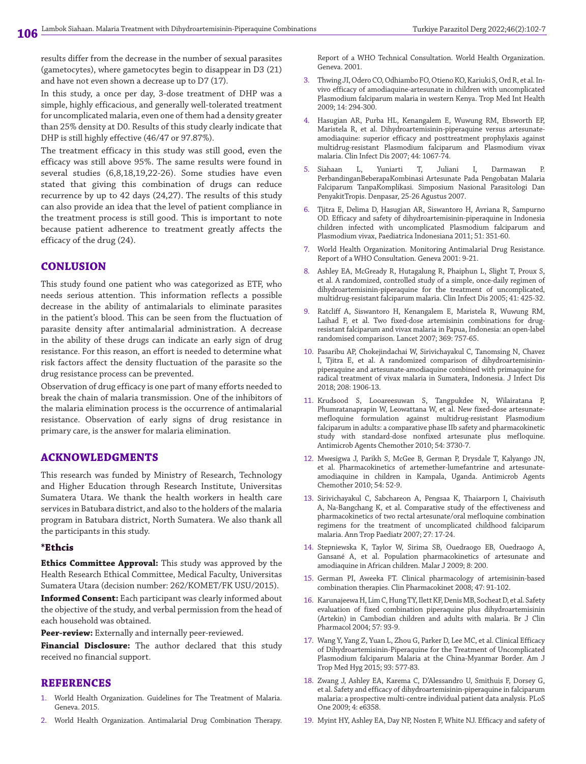results differ from the decrease in the number of sexual parasites (gametocytes), where gametocytes begin to disappear in D3 (21) and have not even shown a decrease up to D7 (17).

In this study, a once per day, 3-dose treatment of DHP was a simple, highly efficacious, and generally well-tolerated treatment for uncomplicated malaria, even one of them had a density greater than 25% density at D0. Results of this study clearly indicate that DHP is still highly effective (46/47 or 97.87%).

The treatment efficacy in this study was still good, even the efficacy was still above 95%. The same results were found in several studies (6,8,18,19,22-26). Some studies have even stated that giving this combination of drugs can reduce recurrence by up to 42 days (24,27). The results of this study can also provide an idea that the level of patient compliance in the treatment process is still good. This is important to note because patient adherence to treatment greatly affects the efficacy of the drug (24).

## CONLUSION

This study found one patient who was categorized as ETF, who needs serious attention. This information reflects a possible decrease in the ability of antimalarials to eliminate parasites in the patient's blood. This can be seen from the fluctuation of parasite density after antimalarial administration. A decrease in the ability of these drugs can indicate an early sign of drug resistance. For this reason, an effort is needed to determine what risk factors affect the density fluctuation of the parasite so the drug resistance process can be prevented.

Observation of drug efficacy is one part of many efforts needed to break the chain of malaria transmission. One of the inhibitors of the malaria elimination process is the occurrence of antimalarial resistance. Observation of early signs of drug resistance in primary care, is the answer for malaria elimination.

## ACKNOWLEDGMENTS

This research was funded by Ministry of Research, Technology and Higher Education through Research Institute, Universitas Sumatera Utara. We thank the health workers in health care services in Batubara district, and also to the holders of the malaria program in Batubara district, North Sumatera. We also thank all the participants in this study.

### *Ethcis

**Ethics Committee Approval:** This study was approved by the Health Research Ethical Committee, Medical Faculty, Universitas Sumatera Utara (decision number: 262/KOMET/FK USU/2015).

**Informed Consent:** Each participant was clearly informed about the objective of the study, and verbal permission from the head of each household was obtained.

**Peer-review:** Externally and internally peer-reviewed.

**Financial Disclosure:** The author declared that this study received no financial support.

## REFERENCES

1. World Health Organization. Guidelines for The Treatment of Malaria. Geneva. 2015.
2. World Health Organization. Antimalarial Drug Combination Therapy. Report of a WHO Technical Consultation. World Health Organization. Geneva. 2001.
3. Thwing JI, Odero CO, Odhiambo FO, Otieno KO, Kariuki S, Ord R, et al. In-vivo efficacy of amodiaquine-artesunate in children with uncomplicated Plasmodium falciparum malaria in western Kenya. Trop Med Int Health 2009; 14: 294-300.
4. Hasugian AR, Purba HL, Kenangalem E, Wuwung RM, Ebsworth EP, Maristela R, et al. Dihydroartemisinin-piperaquine versus artesunate-amodiaquine: superior efficacy and posttreatment prophylaxis against multidrug-resistant Plasmodium falciparum and Plasmodium vivax malaria. Clin Infect Dis 2007; 44: 1067-74.
5. Siahaan L, Yuniarti T, Juliani I, Darmawan P. PerbandinganBeberapaKombinasi Artesunate Pada Pengobatan Malaria Falciparum TanpaKomplikasi. Simposium Nasional Parasitologi Dan PenyakitTropis. Denpasar, 25-26 Agustus 2007.
6. Tjitra E, Delima D, Hasugian AR, Siswantoro H, Avriana R, Sampurno OD. Efficacy and safety of dihydroartemisinin-piperaquine in Indonesia children infected with uncomplicated Plasmodium falciparum and Plasmodium vivax, Paediatrica Indonesiana 2011; 51: 351-60.
7. World Health Organization. Monitoring Antimalarial Drug Resistance. Report of a WHO Consultation. Geneva 2001: 9-21.
8. Ashley EA, McGready R, Hutagalung R, Phaiphun L, Slight T, Proux S, et al. A randomized, controlled study of a simple, once-daily regimen of dihydroartemisinin-piperaquine for the treatment of uncomplicated, multidrug-resistant falciparum malaria. Clin Infect Dis 2005; 41: 425-32.
9. Ratcliff A, Siswantoro H, Kenangalem E, Maristela R, Wuwung RM, Laihad F, et al. Two fixed-dose artemisinin combinations for drug-resistant falciparum and vivax malaria in Papua, Indonesia: an open-label randomised comparison. Lancet 2007; 369: 757-65.
10. Pasaribu AP, Chokejindachai W, Sirivichayakul C, Tanomsing N, Chavez I, Tjitra E, et al. A randomized comparison of dihydroartemisinin-piperaquine and artesunate-amodiaquine combined with primaquine for radical treatment of vivax malaria in Sumatera, Indonesia. J Infect Dis 2018; 208: 1906-13.
11. Krudsood S, Looareesuwan S, Tangpukdee N, Wilairatana P, Phumratanaprapin W, Leowattana W, et al. New fixed-dose artesunate-mefloquine formulation against multidrug-resistant Plasmodium falciparum in adults: a comparative phase IIb safety and pharmacokinetic study with standard-dose nonfixed artesunate plus mefloquine. Antimicrob Agents Chemother 2010; 54: 3730-7.
12. Mwesigwa J, Parikh S, McGee B, German P, Drysdale T, Kalyango JN, et al. Pharmacokinetics of artemether-lumefantrine and artesunate-amodiaquine in children in Kampala, Uganda. Antimicrob Agents Chemother 2010; 54: 52-9.
13. Sirivichayakul C, Sabchareon A, Pengsaa K, Thaiarporn I, Chaivisuth A, Na-Bangchang K, et al. Comparative study of the effectiveness and pharmacokinetics of two rectal artesunate/oral mefloquine combination regimens for the treatment of uncomplicated childhood falciparum malaria. Ann Trop Paediatr 2007; 27: 17-24.
14. Stepniewska K, Taylor W, Sirima SB, Ouedraogo EB, Ouedraogo A, Gansané A, et al. Population pharmacokinetics of artesunate and amodiaquine in African children. Malar J 2009; 8: 200.
15. German PI, Aweeka FT. Clinical pharmacology of artemisinin-based combination therapies. Clin Pharmacokinet 2008; 47: 91-102.
16. Karunajeewa H, Lim C, Hung TY, Ilett KF, Denis MB, Socheat D, et al. Safety evaluation of fixed combination piperaquine plus dihydroartemisinin (Artekin) in Cambodian children and adults with malaria. Br J Clin Pharmacol 2004; 57: 93-9.
17. Wang Y, Yang Z, Yuan L, Zhou G, Parker D, Lee MC, et al. Clinical Efficacy of Dihydroartemisinin-Piperaquine for the Treatment of Uncomplicated Plasmodium falciparum Malaria at the China-Myanmar Border. Am J Trop Med Hyg 2015; 93: 577-83.
18. Zwang J, Ashley EA, Karema C, D'Alessandro U, Smithuis F, Dorsey G, et al. Safety and efficacy of dihydroartemisinin-piperaquine in falciparum malaria: a prospective multi-centre individual patient data analysis. PLoS One 2009; 4: e6358.
19. Myint HY, Ashley EA, Day NP, Nosten F, White NJ. Efficacy and safety of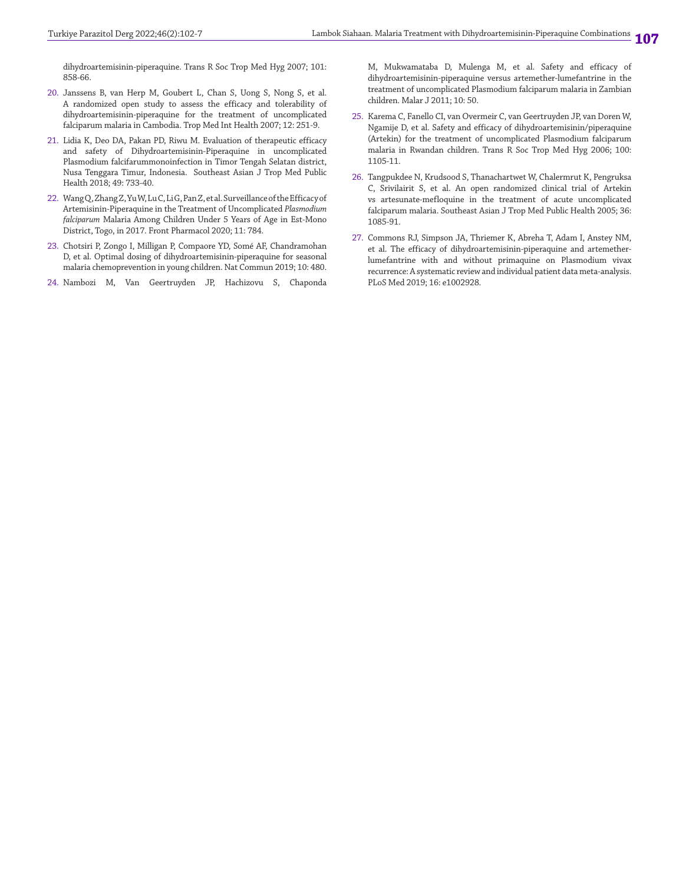dihydroartemisinin-piperaquine. Trans R Soc Trop Med Hyg 2007; 101: 858-66.

20. Janssens B, van Herp M, Goubert L, Chan S, Uong S, Nong S, et al. A randomized open study to assess the efficacy and tolerability of dihydroartemisinin-piperaquine for the treatment of uncomplicated falciparum malaria in Cambodia. Trop Med Int Health 2007; 12: 251-9.

21. Lidia K, Deo DA, Pakan PD, Riwu M. Evaluation of therapeutic efficacy and safety of Dihydroartemisinin-Piperaquine in uncomplicated Plasmodium falcifarummonoinfection in Timor Tengah Selatan district, Nusa Tenggara Timur, Indonesia. Southeast Asian J Trop Med Public Health 2018; 49: 733-40.

22. Wang Q, Zhang Z, Yu W, Lu C, Li G, Pan Z, et al. Surveillance of the Efficacy of Artemisinin-Piperaquine in the Treatment of Uncomplicated *Plasmodium falciparum* Malaria Among Children Under 5 Years of Age in Est-Mono District, Togo, in 2017. Front Pharmacol 2020; 11: 784.

23. Chotsiri P, Zongo I, Milligan P, Compaore YD, Somé AF, Chandramohan D, et al. Optimal dosing of dihydroartemisinin-piperaquine for seasonal malaria chemoprevention in young children. Nat Commun 2019; 10: 480.

24. Nambozi M, Van Geertruyden JP, Hachizovu S, Chaponda M, Mukwamataba D, Mulenga M, et al. Safety and efficacy of dihydroartemisinin-piperaquine versus artemether-lumefantrine in the treatment of uncomplicated Plasmodium falciparum malaria in Zambian children. Malar J 2011; 10: 50.

25. Karema C, Fanello CI, van Overmeir C, van Geertruyden JP, van Doren W, Ngamije D, et al. Safety and efficacy of dihydroartemisinin/piperaquine (Artekin) for the treatment of uncomplicated Plasmodium falciparum malaria in Rwandan children. Trans R Soc Trop Med Hyg 2006; 100: 1105-11.

26. Tangpukdee N, Krudsood S, Thanachartwet W, Chalermrut K, Pengruksa C, Srivilairit S, et al. An open randomized clinical trial of Artekin vs artesunate-mefloquine in the treatment of acute uncomplicated falciparum malaria. Southeast Asian J Trop Med Public Health 2005; 36: 1085-91.

27. Commons RJ, Simpson JA, Thriemer K, Abreha T, Adam I, Anstey NM, et al. The efficacy of dihydroartemisinin-piperaquine and artemether-lumefantrine with and without primaquine on Plasmodium vivax recurrence: A systematic review and individual patient data meta-analysis. PLoS Med 2019; 16: e1002928.